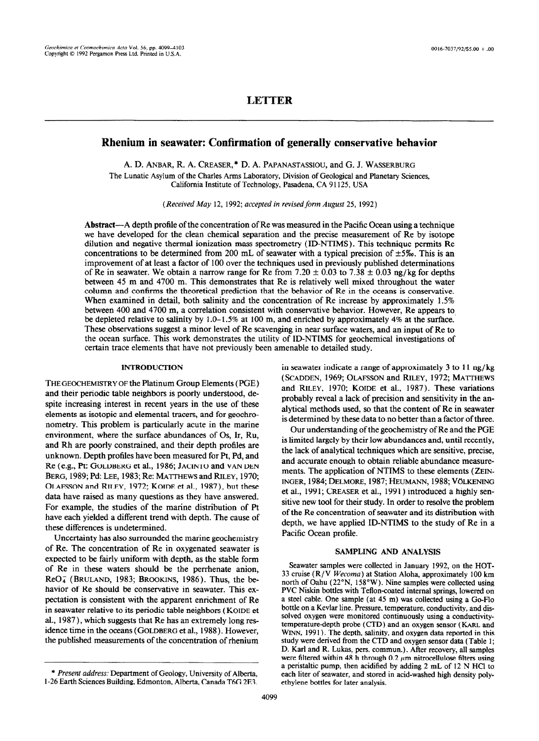# LETTER

## Rhenium in seawater: Confirmation of generally conservative behavior

A. D. ANBAR, R. A. CREASER,* D. A. PAPANASTASSIOU, and G. J. WASSERBURG

The Lunatic Asylum of the Charles Arms Laboratory, Division of Geological and Planetary Sciences, California Institute of Technology, Pasadena, CA 91125, USA

(*Received May 12, 1992; accepted in revised form August 25, 1992*)

**Abstract**—A depth profile of the concentration of Re was measured in the Pacific Ocean using a technique we have developed for the clean chemical separation and the precise measurement of Re by isotope dilution and negative thermal ionization mass spectrometry (ID-NTIMS). This technique permits Re concentrations to be determined from 200 mL of seawater with a typical precision of ±5‰. This is an improvement of at least a factor of 100 over the techniques used in previously published determinations of Re in seawater. We obtain a narrow range for Re from 7.20 ± 0.03 to 7.38 ± 0.03 ng/kg for depths between 45 m and 4700 m. This demonstrates that Re is relatively well mixed throughout the water column and confirms the theoretical prediction that the behavior of Re in the oceans is conservative. When examined in detail, both salinity and the concentration of Re increase by approximately 1.5% between 400 and 4700 m, a correlation consistent with conservative behavior. However, Re appears to be depleted relative to salinity by 1.0–1.5% at 100 m, and enriched by approximately 4% at the surface. These observations suggest a minor level of Re scavenging in near surface waters, and an input of Re to the ocean surface. This work demonstrates the utility of ID-NTIMS for geochemical investigations of certain trace elements that have not previously been amenable to detailed study.

### INTRODUCTION

THE GEOCHEMISTRY OF the Platinum Group Elements (PGE) and their periodic table neighbors is poorly understood, despite increasing interest in recent years in the use of these elements as isotopic and elemental tracers, and for geochronometry. This problem is particularly acute in the marine environment, where the surface abundances of Os, Ir, Ru, and Rh are poorly constrained, and their depth profiles are unknown. Depth profiles have been measured for Pt, Pd, and Re (e.g., Pt: GOLDBERG et al., 1986; JACINTO and VAN DEN BERG, 1989; Pd: LEE, 1983; Re: MATTHEWS and RILEY, 1970; OLAFSSON and RILEY, 1972; KOIDE et al., 1987), but these data have raised as many questions as they have answered. For example, the studies of the marine distribution of Pt have each yielded a different trend with depth. The cause of these differences is undetermined.

Uncertainty has also surrounded the marine geochemistry of Re. The concentration of Re in oxygenated seawater is expected to be fairly uniform with depth, as the stable form of Re in these waters should be the perrhenate anion, $ReO_4^-$ (BRULAND, 1983; BROOKINS, 1986). Thus, the behavior of Re should be conservative in seawater. This expectation is consistent with the apparent enrichment of Re in seawater relative to its periodic table neighbors (KOIDE et al., 1987), which suggests that Re has an extremely long residence time in the oceans (GOLDBERG et al., 1988). However, the published measurements of the concentration of rhenium in seawater indicate a range of approximately 3 to 11 ng/kg (SCADDEN, 1969; OLAFSSON and RILEY, 1972; MATTHEWS and RILEY, 1970; KOIDE et al., 1987). These variations probably reveal a lack of precision and sensitivity in the analytical methods used, so that the content of Re in seawater is determined by these data to no better than a factor of three.

Our understanding of the geochemistry of Re and the PGE is limited largely by their low abundances and, until recently, the lack of analytical techniques which are sensitive, precise, and accurate enough to obtain reliable abundance measurements. The application of NTIMS to these elements (ZEININGER, 1984; DELMORE, 1987; HEUMANN, 1988; VÖLKENING et al., 1991; CREASER et al., 1991) introduced a highly sensitive new tool for their study. In order to resolve the problem of the Re concentration of seawater and its distribution with depth, we have applied ID-NTIMS to the study of Re in a Pacific Ocean profile.

### SAMPLING AND ANALYSIS

Seawater samples were collected in January 1992, on the HOT-33 cruise (R/V *Wecoma*) at Station Aloha, approximately 100 km north of Oahu (22°N, 158°W). Nine samples were collected using PVC Niskin bottles with Teflon-coated internal springs, lowered on a steel cable. One sample (at 45 m) was collected using a Go-Flo bottle on a Kevlar line. Pressure, temperature, conductivity, and dissolved oxygen were monitored continuously using a conductivity-temperature-depth probe (CTD) and an oxygen sensor (KARL and WINN, 1991). The depth, salinity, and oxygen data reported in this study were derived from the CTD and oxygen sensor data (Table 1; D. Karl and R. Lukas, pers. commun.). After recovery, all samples were filtered within 48 h through 0.2 μm nitrocellulose filters using a peristaltic pump, then acidified by adding 2 mL of 12 N HCl to each liter of seawater, and stored in acid-washed high density polyethylene bottles for later analysis.

---

\* *Present address:* Department of Geology, University of Alberta, 1-26 Earth Sciences Building, Edmonton, Alberta, Canada T6G 2E3.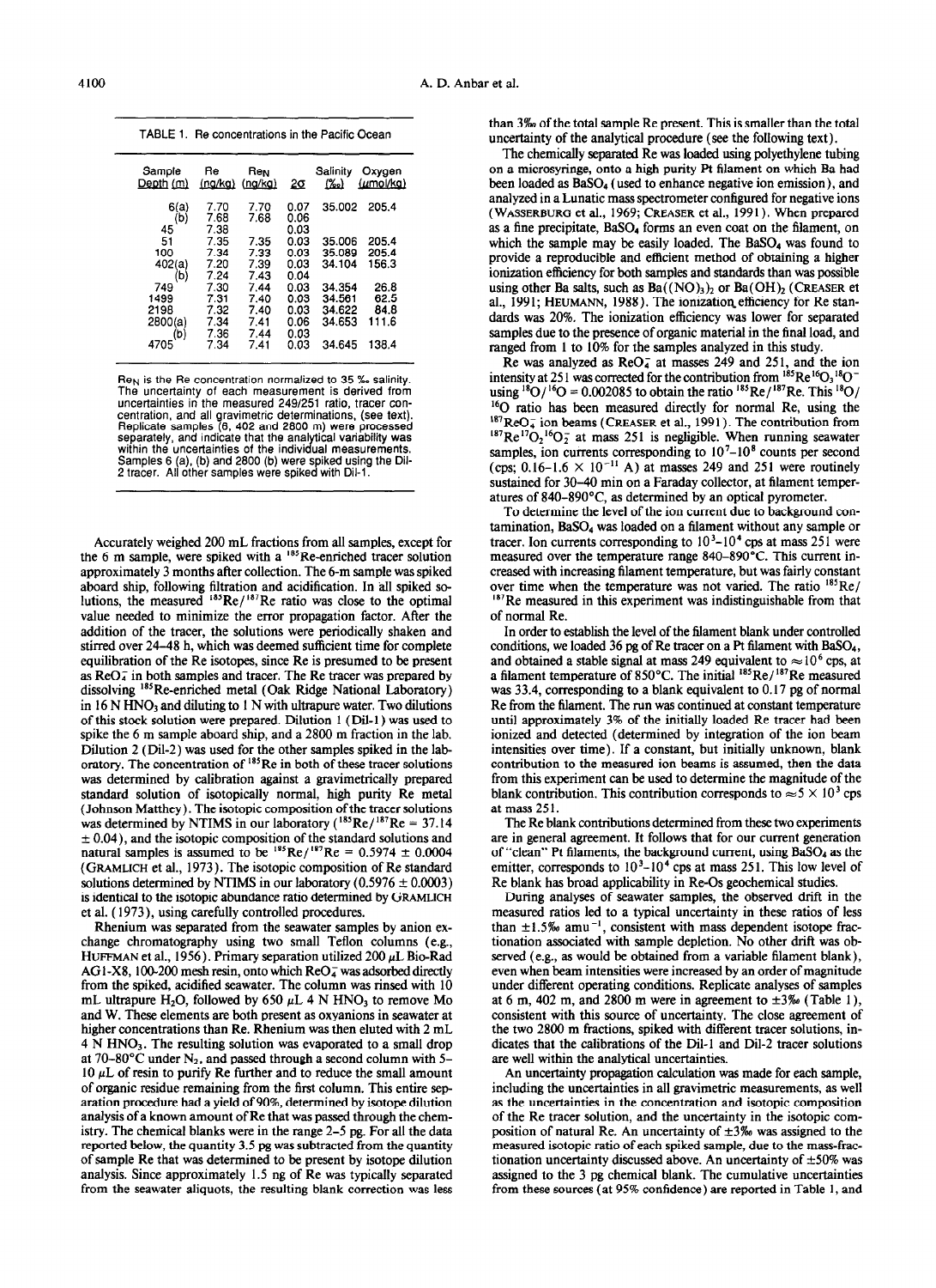TABLE 1. Re concentrations in the Pacific Ocean

| Sample Depth (m) | Re (ng/kg) | $Re_N$ (ng/kg) | $2\sigma$ | Salinity (‰) | Oxygen (µmol/kg) |
|---|---|---|---|---|---|
| 6(a) | 7.70 | 7.70 | 0.07 | 35.002 | 205.4 |
| (b) | 7.68 | 7.68 | 0.06 | | |
| 45 | 7.38 | | 0.03 | | |
| 51 | 7.35 | 7.35 | 0.03 | 35.006 | 205.4 |
| 100 | 7.34 | 7.33 | 0.03 | 35.089 | 205.4 |
| 402(a) | 7.20 | 7.39 | 0.03 | 34.104 | 156.3 |
| (b) | 7.24 | 7.43 | 0.04 | | |
| 749 | 7.30 | 7.44 | 0.03 | 34.354 | 26.8 |
| 1499 | 7.31 | 7.40 | 0.03 | 34.561 | 62.5 |
| 2198 | 7.32 | 7.40 | 0.03 | 34.622 | 84.8 |
| 2800(a) | 7.34 | 7.41 | 0.06 | 34.653 | 111.6 |
| (b) | 7.36 | 7.44 | 0.03 | | |
| 4705 | 7.34 | 7.41 | 0.03 | 34.645 | 138.4 |

$Re_N$ is the Re concentration normalized to 35 ‰ salinity. The uncertainty of each measurement is derived from uncertainties in the measured 249/251 ratio, tracer concentration, and all gravimetric determinations, (see text). Replicate samples (6, 402 and 2800 m) were processed separately, and indicate that the analytical variability was within the uncertainties of the individual measurements. Samples 6 (a), (b) and 2800 (b) were spiked using the Dil-2 tracer. All other samples were spiked with Dil-1.

Accurately weighed 200 mL fractions from all samples, except for the 6 m sample, were spiked with a $^{185}$Re-enriched tracer solution approximately 3 months after collection. The 6-m sample was spiked aboard ship, following filtration and acidification. In all spiked solutions, the measured $^{185}Re/^{187}Re$ ratio was close to the optimal value needed to minimize the error propagation factor. After the addition of the tracer, the solutions were periodically shaken and stirred over 24–48 h, which was deemed sufficient time for complete equilibration of the Re isotopes, since Re is presumed to be present as $ReO_4^-$ in both samples and tracer. The Re tracer was prepared by dissolving $^{185}$Re-enriched metal (Oak Ridge National Laboratory) in 16 N $HNO_3$ and diluting to 1 N with ultrapure water. Two dilutions of this stock solution were prepared. Dilution 1 (Dil-1) was used to spike the 6 m sample aboard ship, and a 2800 m fraction in the lab. Dilution 2 (Dil-2) was used for the other samples spiked in the laboratory. The concentration of $^{185}$Re in both of these tracer solutions was determined by calibration against a gravimetrically prepared standard solution of isotopically normal, high purity Re metal (Johnson Matthey). The isotopic composition of the tracer solutions was determined by NTIMS in our laboratory ($^{185}Re/^{187}Re = 37.14 \pm 0.04$), and the isotopic composition of the standard solutions and natural samples is assumed to be $^{185}Re/^{187}Re = 0.5974 \pm 0.0004$ (GRAMLICH et al., 1973). The isotopic composition of Re standard solutions determined by NTIMS in our laboratory ($0.5976 \pm 0.0003$) is identical to the isotopic abundance ratio determined by GRAMLICH et al. (1973), using carefully controlled procedures.

Rhenium was separated from the seawater samples by anion exchange chromatography using two small Teflon columns (e.g., HUFFMAN et al., 1956). Primary separation utilized 200 µL Bio-Rad AG1-X8, 100-200 mesh resin, onto which $ReO_4^-$ was adsorbed directly from the spiked, acidified seawater. The column was rinsed with 10 mL ultrapure $H_2O$, followed by 650 µL 4 N $HNO_3$ to remove Mo and W. These elements are both present as oxyanions in seawater at higher concentrations than Re. Rhenium was then eluted with 2 mL 4 N $HNO_3$. The resulting solution was evaporated to a small drop at 70–80°C under $N_2$, and passed through a second column with 5–10 µL of resin to purify Re further and to reduce the small amount of organic residue remaining from the first column. This entire separation procedure had a yield of 90%, determined by isotope dilution analysis of a known amount of Re that was passed through the chemistry. The chemical blanks were in the range 2–5 pg. For all the data reported below, the quantity 3.5 pg was subtracted from the quantity of sample Re that was determined to be present by isotope dilution analysis. Since approximately 1.5 ng of Re was typically separated from the seawater aliquots, the resulting blank correction was less than 3‰ of the total sample Re present. This is smaller than the total uncertainty of the analytical procedure (see the following text).

The chemically separated Re was loaded using polyethylene tubing on a microsyringe, onto a high purity Pt filament on which Ba had been loaded as $BaSO_4$ (used to enhance negative ion emission), and analyzed in a Lunatic mass spectrometer configured for negative ions (WASSERBURG et al., 1969; CREASER et al., 1991). When prepared as a fine precipitate, $BaSO_4$ forms an even coat on the filament, on which the sample may be easily loaded. The $BaSO_4$ was found to provide a reproducible and efficient method of obtaining a higher ionization efficiency for both samples and standards than was possible using other Ba salts, such as $Ba(NO_3)_2$ or $Ba(OH)_2$ (CREASER et al., 1991; HEUMANN, 1988). The ionization efficiency for Re standards was 20%. The ionization efficiency was lower for separated samples due to the presence of organic material in the final load, and ranged from 1 to 10% for the samples analyzed in this study.

Re was analyzed as $ReO_4^-$ at masses 249 and 251, and the ion intensity at 251 was corrected for the contribution from $^{185}Re^{16}O_3{}^{18}O^-$ using $^{18}O/^{16}O = 0.002085$ to obtain the ratio $^{185}Re/^{187}Re$. This $^{18}O/^{16}O$ ratio has been measured directly for normal Re, using the $^{187}ReO_4^-$ ion beams (CREASER et al., 1991). The contribution from $^{187}Re^{17}O_2{}^{16}O_2^-$ at mass 251 is negligible. When running seawater samples, ion currents corresponding to $10^7$–$10^8$ counts per second (cps; $0.16$–$1.6 \times 10^{-11}$ A) at masses 249 and 251 were routinely sustained for 30–40 min on a Faraday collector, at filament temperatures of 840–890°C, as determined by an optical pyrometer.

To determine the level of the ion current due to background contamination, $BaSO_4$ was loaded on a filament without any sample or tracer. Ion currents corresponding to $10^3$–$10^4$ cps at mass 251 were measured over the temperature range 840–890°C. This current increased with increasing filament temperature, but was fairly constant over time when the temperature was not varied. The ratio $^{185}Re/^{187}Re$ measured in this experiment was indistinguishable from that of normal Re.

In order to establish the level of the filament blank under controlled conditions, we loaded 36 pg of Re tracer on a Pt filament with $BaSO_4$, and obtained a stable signal at mass 249 equivalent to $\approx 10^6$ cps, at a filament temperature of 850°C. The initial $^{185}Re/^{187}Re$ measured was 33.4, corresponding to a blank equivalent to 0.17 pg of normal Re from the filament. The run was continued at constant temperature until approximately 3% of the initially loaded Re tracer had been ionized and detected (determined by integration of the ion beam intensities over time). If a constant, but initially unknown, blank contribution to the measured ion beams is assumed, then the data from this experiment can be used to determine the magnitude of the blank contribution. This contribution corresponds to $\approx 5 \times 10^3$ cps at mass 251.

The Re blank contributions determined from these two experiments are in general agreement. It follows that for our current generation of "clean" Pt filaments, the background current, using $BaSO_4$ as the emitter, corresponds to $10^3$–$10^4$ cps at mass 251. This low level of Re blank has broad applicability in Re-Os geochemical studies.

During analyses of seawater samples, the observed drift in the measured ratios led to a typical uncertainty in these ratios of less than ±1.5‰ $amu^{-1}$, consistent with mass dependent isotope fractionation associated with sample depletion. No other drift was observed (e.g., as would be obtained from a variable filament blank), even when beam intensities were increased by an order of magnitude under different operating conditions. Replicate analyses of samples at 6 m, 402 m, and 2800 m were in agreement to ±3‰ (Table 1), consistent with this source of uncertainty. The close agreement of the two 2800 m fractions, spiked with different tracer solutions, indicates that the calibrations of the Dil-1 and Dil-2 tracer solutions are well within the analytical uncertainties.

An uncertainty propagation calculation was made for each sample, including the uncertainties in all gravimetric measurements, as well as the uncertainties in the concentration and isotopic composition of the Re tracer solution, and the uncertainty in the isotopic composition of natural Re. An uncertainty of ±3‰ was assigned to the measured isotopic ratio of each spiked sample, due to the mass-fractionation uncertainty discussed above. An uncertainty of ±50% was assigned to the 3 pg chemical blank. The cumulative uncertainties from these sources (at 95% confidence) are reported in Table 1, and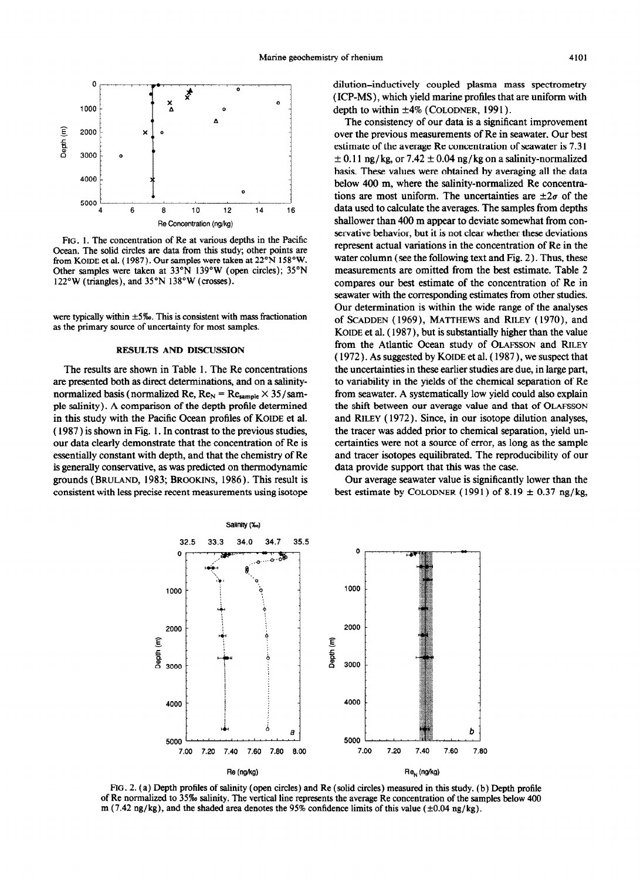FIG. 1. The concentration of Re at various depths in the Pacific Ocean. The solid circles are data from this study; other points are from KOIDE et al. (1987). Our samples were taken at 22°N 158°W. Other samples were taken at 33°N 139°W (open circles); 35°N 122°W (triangles), and 35°N 138°W (crosses).

were typically within ±5‰. This is consistent with mass fractionation as the primary source of uncertainty for most samples.

## RESULTS AND DISCUSSION

The results are shown in Table 1. The Re concentrations are presented both as direct determinations, and on a salinity-normalized basis (normalized Re, $Re_N = Re_{sample} \times 35/\text{sample salinity}$). A comparison of the depth profile determined in this study with the Pacific Ocean profiles of KOIDE et al. (1987) is shown in Fig. 1. In contrast to the previous studies, our data clearly demonstrate that the concentration of Re is essentially constant with depth, and that the chemistry of Re is generally conservative, as was predicted on thermodynamic grounds (BRULAND, 1983; BROOKINS, 1986). This result is consistent with less precise recent measurements using isotope dilution–inductively coupled plasma mass spectrometry (ICP-MS), which yield marine profiles that are uniform with depth to within ±4% (COLODNER, 1991).

The consistency of our data is a significant improvement over the previous measurements of Re in seawater. Our best estimate of the average Re concentration of seawater is 7.31 ± 0.11 ng/kg, or 7.42 ± 0.04 ng/kg on a salinity-normalized basis. These values were obtained by averaging all the data below 400 m, where the salinity-normalized Re concentrations are most uniform. The uncertainties are $\pm 2\sigma$ of the data used to calculate the averages. The samples from depths shallower than 400 m appear to deviate somewhat from conservative behavior, but it is not clear whether these deviations represent actual variations in the concentration of Re in the water column (see the following text and Fig. 2). Thus, these measurements are omitted from the best estimate. Table 2 compares our best estimate of the concentration of Re in seawater with the corresponding estimates from other studies. Our determination is within the wide range of the analyses of SCADDEN (1969), MATTHEWS and RILEY (1970), and KOIDE et al. (1987), but is substantially higher than the value from the Atlantic Ocean study of OLAFSSON and RILEY (1972). As suggested by KOIDE et al. (1987), we suspect that the uncertainties in these earlier studies are due, in large part, to variability in the yields of the chemical separation of Re from seawater. A systematically low yield could also explain the shift between our average value and that of OLAFSSON and RILEY (1972). Since, in our isotope dilution analyses, the tracer was added prior to chemical separation, yield uncertainties were not a source of error, as long as the sample and tracer isotopes equilibrated. The reproducibility of our data provide support that this was the case.

Our average seawater value is significantly lower than the best estimate by COLODNER (1991) of 8.19 ± 0.37 ng/kg,

FIG. 2. (a) Depth profiles of salinity (open circles) and Re (solid circles) measured in this study. (b) Depth profile of Re normalized to 35‰ salinity. The vertical line represents the average Re concentration of the samples below 400 m (7.42 ng/kg), and the shaded area denotes the 95% confidence limits of this value (±0.04 ng/kg).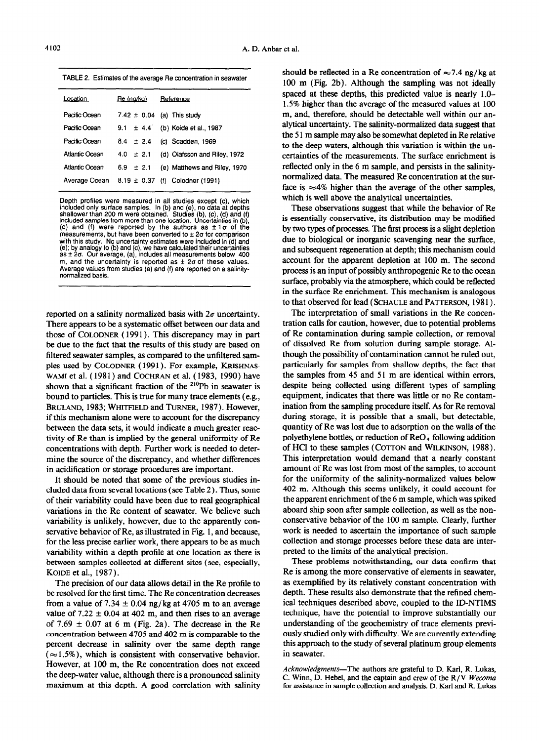TABLE 2. Estimates of the average Re concentration in seawater

| Location | Re (ng/kg) | Reference |
|---|---|---|
| Pacific Ocean | 7.42 ± 0.04 | (a) This study |
| Pacific Ocean | 9.1 ± 4.4 | (b) Koide et al., 1987 |
| Pacific Ocean | 8.4 ± 2.4 | (c) Scadden, 1969 |
| Atlantic Ocean | 4.0 ± 2.1 | (d) Olafsson and Riley, 1972 |
| Atlantic Ocean | 6.9 ± 2.1 | (e) Matthews and Riley, 1970 |
| Average Ocean | 8.19 ± 0.37 | (f) Colodner (1991) |

Depth profiles were measured in all studies except (c), which included only surface samples. In (b) and (e), no data at depths shallower than 200 m were obtained. Studies (b), (c), (d) and (f) included samples from more than one location. Uncertainties in (b), (c) and (f) were reported by the authors as $\pm 1\sigma$ of the measurements, but have been converted to $\pm 2\sigma$ for comparison with this study. No uncertainty estimates were included in (d) and (e); by analogy to (b) and (c), we have calculated their uncertainties as $\pm 2\sigma$. Our average, (a), includes all measurements below 400 m, and the uncertainty is reported as $\pm 2\sigma$ of these values. Average values from studies (a) and (f) are reported on a salinity-normalized basis.

reported on a salinity normalized basis with $2\sigma$ uncertainty. There appears to be a systematic offset between our data and those of COLODNER (1991). This discrepancy may in part be due to the fact that the results of this study are based on filtered seawater samples, as compared to the unfiltered samples used by COLODNER (1991). For example, KRISHNASWAMI et al. (1981) and COCHRAN et al. (1983, 1990) have shown that a significant fraction of the $^{210}Pb$ in seawater is bound to particles. This is true for many trace elements (e.g., BRULAND, 1983; WHITFIELD and TURNER, 1987). However, if this mechanism alone were to account for the discrepancy between the data sets, it would indicate a much greater reactivity of Re than is implied by the general uniformity of Re concentrations with depth. Further work is needed to determine the source of the discrepancy, and whether differences in acidification or storage procedures are important.

It should be noted that some of the previous studies included data from several locations (see Table 2). Thus, some of their variability could have been due to real geographical variations in the Re content of seawater. We believe such variability is unlikely, however, due to the apparently conservative behavior of Re, as illustrated in Fig. 1, and because, for the less precise earlier work, there appears to be as much variability within a depth profile at one location as there is between samples collected at different sites (see, especially, KOIDE et al., 1987).

The precision of our data allows detail in the Re profile to be resolved for the first time. The Re concentration decreases from a value of 7.34 ± 0.04 ng/kg at 4705 m to an average value of 7.22 ± 0.04 at 402 m, and then rises to an average of 7.69 ± 0.07 at 6 m (Fig. 2a). The decrease in the Re concentration between 4705 and 402 m is comparable to the percent decrease in salinity over the same depth range (≈1.5%), which is consistent with conservative behavior. However, at 100 m, the Re concentration does not exceed the deep-water value, although there is a pronounced salinity maximum at this depth. A good correlation with salinity should be reflected in a Re concentration of ≈7.4 ng/kg at 100 m (Fig. 2b). Although the sampling was not ideally spaced at these depths, this predicted value is nearly 1.0–1.5% higher than the average of the measured values at 100 m, and, therefore, should be detectable well within our analytical uncertainty. The salinity-normalized data suggest that the 51 m sample may also be somewhat depleted in Re relative to the deep waters, although this variation is within the uncertainties of the measurements. The surface enrichment is reflected only in the 6 m sample, and persists in the salinity-normalized data. The measured Re concentration at the surface is ≈4% higher than the average of the other samples, which is well above the analytical uncertainties.

These observations suggest that while the behavior of Re is essentially conservative, its distribution may be modified by two types of processes. The first process is a slight depletion due to biological or inorganic scavenging near the surface, and subsequent regeneration at depth; this mechanism could account for the apparent depletion at 100 m. The second process is an input of possibly anthropogenic Re to the ocean surface, probably via the atmosphere, which could be reflected in the surface Re enrichment. This mechanism is analogous to that observed for lead (SCHAULE and PATTERSON, 1981).

The interpretation of small variations in the Re concentration calls for caution, however, due to potential problems of Re contamination during sample collection, or removal of dissolved Re from solution during sample storage. Although the possibility of contamination cannot be ruled out, particularly for samples from shallow depths, the fact that the samples from 45 and 51 m are identical within errors, despite being collected using different types of sampling equipment, indicates that there was little or no Re contamination from the sampling procedure itself. As for Re removal during storage, it is possible that a small, but detectable, quantity of Re was lost due to adsorption on the walls of the polyethylene bottles, or reduction of $ReO_4^-$ following addition of HCl to these samples (COTTON and WILKINSON, 1988). This interpretation would demand that a nearly constant amount of Re was lost from most of the samples, to account for the uniformity of the salinity-normalized values below 402 m. Although this seems unlikely, it could account for the apparent enrichment of the 6 m sample, which was spiked aboard ship soon after sample collection, as well as the nonconservative behavior of the 100 m sample. Clearly, further work is needed to ascertain the importance of such sample collection and storage processes before these data are interpreted to the limits of the analytical precision.

These problems notwithstanding, our data confirm that Re is among the more conservative of elements in seawater, as exemplified by its relatively constant concentration with depth. These results also demonstrate that the refined chemical techniques described above, coupled to the ID-NTIMS technique, have the potential to improve substantially our understanding of the geochemistry of trace elements previously studied only with difficulty. We are currently extending this approach to the study of several platinum group elements in seawater.

*Acknowledgments*—The authors are grateful to D. Karl, R. Lukas, C. Winn, D. Hebel, and the captain and crew of the R/V *Wecoma* for assistance in sample collection and analysis. D. Karl and R. Lukas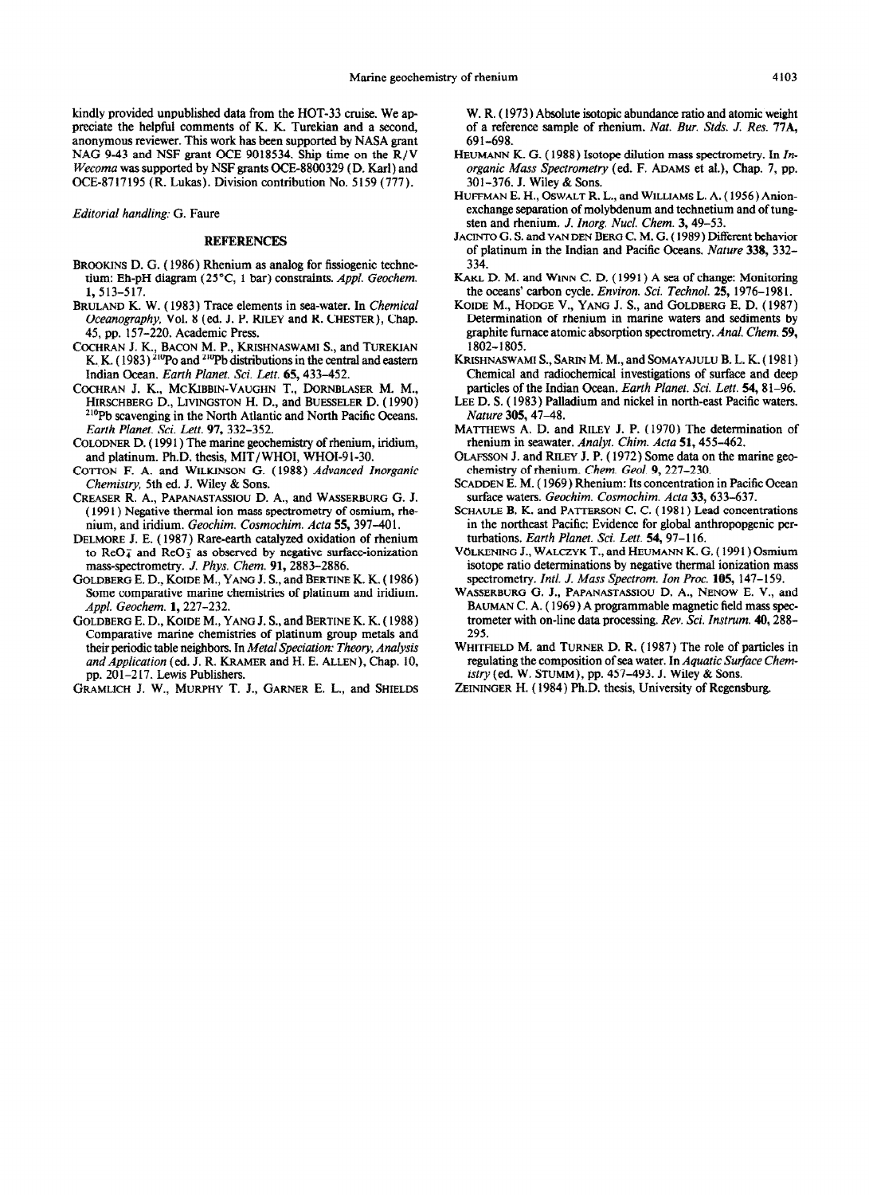kindly provided unpublished data from the HOT-33 cruise. We appreciate the helpful comments of K. K. Turekian and a second, anonymous reviewer. This work has been supported by NASA grant NAG 9-43 and NSF grant OCE 9018534. Ship time on the R/V *Wecoma* was supported by NSF grants OCE-8800329 (D. Karl) and OCE-8717195 (R. Lukas). Division contribution No. 5159 (777).

*Editorial handling:* G. Faure

## REFERENCES

BROOKINS D. G. (1986) Rhenium as analog for fissiogenic technetium: Eh-pH diagram (25°C, 1 bar) constraints. *Appl. Geochem.* **1,** 513–517.

BRULAND K. W. (1983) Trace elements in sea-water. In *Chemical Oceanography,* Vol. 8 (ed. J. P. RILEY and R. CHESTER), Chap. 45, pp. 157–220. Academic Press.

COCHRAN J. K., BACON M. P., KRISHNASWAMI S., and TUREKIAN K. K. (1983) $^{210}$Po and $^{210}$Pb distributions in the central and eastern Indian Ocean. *Earth Planet. Sci. Lett.* **65,** 433–452.

COCHRAN J. K., MCKIBBIN-VAUGHN T., DORNBLASER M. M., HIRSCHBERG D., LIVINGSTON H. D., and BUESSELER D. (1990) $^{210}$Pb scavenging in the North Atlantic and North Pacific Oceans. *Earth Planet. Sci. Lett.* **97,** 332–352.

COLODNER D. (1991) The marine geochemistry of rhenium, iridium, and platinum. Ph.D. thesis, MIT/WHOI, WHOI-91-30.

COTTON F. A. and WILKINSON G. (1988) *Advanced Inorganic Chemistry,* 5th ed. J. Wiley & Sons.

CREASER R. A., PAPANASTASSIOU D. A., and WASSERBURG G. J. (1991) Negative thermal ion mass spectrometry of osmium, rhenium, and iridium. *Geochim. Cosmochim. Acta* **55,** 397–401.

DELMORE J. E. (1987) Rare-earth catalyzed oxidation of rhenium to $ReO_4^-$ and $ReO_3^-$ as observed by negative surface-ionization mass-spectrometry. *J. Phys. Chem.* **91,** 2883–2886.

GOLDBERG E. D., KOIDE M., YANG J. S., and BERTINE K. K. (1986) Some comparative marine chemistries of platinum and iridium. *Appl. Geochem.* **1,** 227–232.

GOLDBERG E. D., KOIDE M., YANG J. S., and BERTINE K. K. (1988) Comparative marine chemistries of platinum group metals and their periodic table neighbors. In *Metal Speciation: Theory, Analysis and Application* (ed. J. R. KRAMER and H. E. ALLEN), Chap. 10, pp. 201–217. Lewis Publishers.

GRAMLICH J. W., MURPHY T. J., GARNER E. L., and SHIELDS W. R. (1973) Absolute isotopic abundance ratio and atomic weight of a reference sample of rhenium. *Nat. Bur. Stds. J. Res.* **77A,** 691–698.

HEUMANN K. G. (1988) Isotope dilution mass spectrometry. In *Inorganic Mass Spectrometry* (ed. F. ADAMS et al.), Chap. 7, pp. 301–376. J. Wiley & Sons.

HUFFMAN E. H., OSWALT R. L., and WILLIAMS L. A. (1956) Anion-exchange separation of molybdenum and technetium and of tungsten and rhenium. *J. Inorg. Nucl. Chem.* **3,** 49–53.

JACINTO G. S. and VAN DEN BERG C. M. G. (1989) Different behavior of platinum in the Indian and Pacific Oceans. *Nature* **338,** 332–334.

KARL D. M. and WINN C. D. (1991) A sea of change: Monitoring the oceans' carbon cycle. *Environ. Sci. Technol.* **25,** 1976–1981.

KOIDE M., HODGE V., YANG J. S., and GOLDBERG E. D. (1987) Determination of rhenium in marine waters and sediments by graphite furnace atomic absorption spectrometry. *Anal. Chem.* **59,** 1802–1805.

KRISHNASWAMI S., SARIN M. M., and SOMAYAJULU B. L. K. (1981) Chemical and radiochemical investigations of surface and deep particles of the Indian Ocean. *Earth Planet. Sci. Lett.* **54,** 81–96.

LEE D. S. (1983) Palladium and nickel in north-east Pacific waters. *Nature* **305,** 47–48.

MATTHEWS A. D. and RILEY J. P. (1970) The determination of rhenium in seawater. *Analyt. Chim. Acta* **51,** 455–462.

OLAFSSON J. and RILEY J. P. (1972) Some data on the marine geochemistry of rhenium. *Chem. Geol.* **9,** 227–230.

SCADDEN E. M. (1969) Rhenium: Its concentration in Pacific Ocean surface waters. *Geochim. Cosmochim. Acta* **33,** 633–637.

SCHAULE B. K. and PATTERSON C. C. (1981) Lead concentrations in the northeast Pacific: Evidence for global anthropopgenic perturbations. *Earth Planet. Sci. Lett.* **54,** 97–116.

VÖLKENING J., WALCZYK T., and HEUMANN K. G. (1991) Osmium isotope ratio determinations by negative thermal ionization mass spectrometry. *Intl. J. Mass Spectrom. Ion Proc.* **105,** 147–159.

WASSERBURG G. J., PAPANASTASSIOU D. A., NENOW E. V., and BAUMAN C. A. (1969) A programmable magnetic field mass spectrometer with on-line data processing. *Rev. Sci. Instrum.* **40,** 288–295.

WHITFIELD M. and TURNER D. R. (1987) The role of particles in regulating the composition of sea water. In *Aquatic Surface Chemistry* (ed. W. STUMM), pp. 457–493. J. Wiley & Sons.

ZEININGER H. (1984) Ph.D. thesis, University of Regensburg.